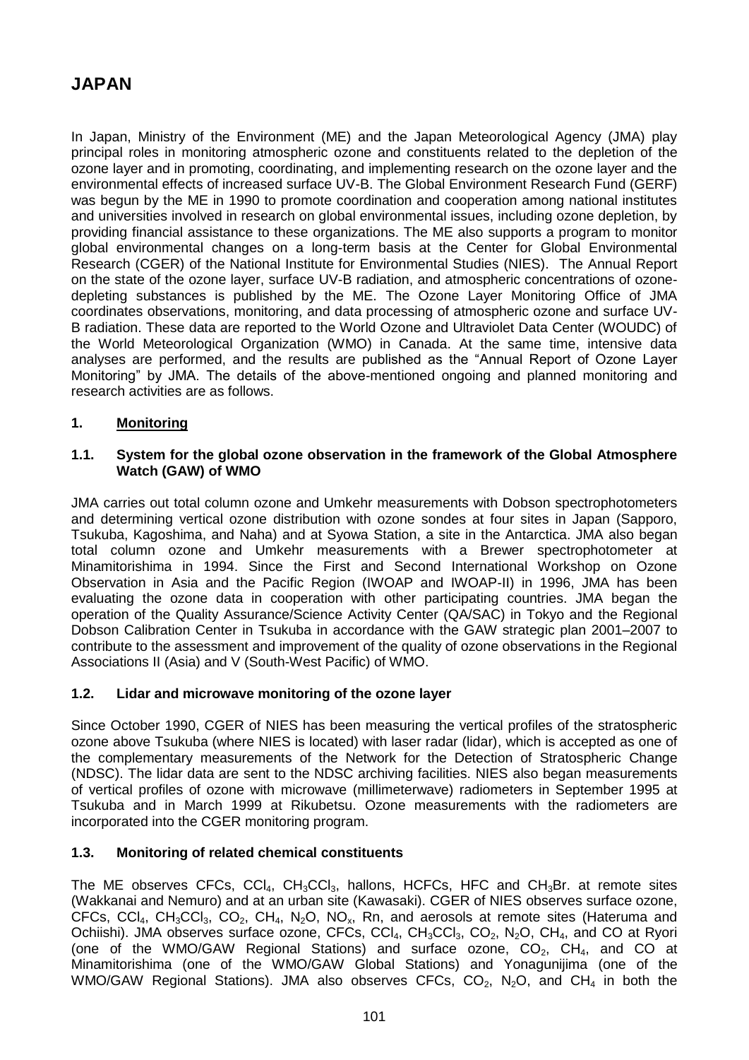# JAPAN

In Japan, Ministry of the Environment (ME) and the Japan Meteorological Agency (JMA) play principal roles in monitoring atmospheric ozone and constituents related to the depletion of the ozone layer and in promoting, coordinating, and implementing research on the ozone layer and the environmental effects of increased surface UV-B. The Global Environment Research Fund (GERF) was begun by the ME in 1990 to promote coordination and cooperation among national institutes and universities involved in research on global environmental issues, including ozone depletion, by providing financial assistance to these organizations. The ME also supports a program to monitor global environmental changes on a long-term basis at the Center for Global Environmental Research (CGER) of the National Institute for Environmental Studies (NIES). The Annual Report on the state of the ozone layer, surface UV-B radiation, and atmospheric concentrations of ozone-depleting substances is published by the ME. The Ozone Layer Monitoring Office of JMA coordinates observations, monitoring, and data processing of atmospheric ozone and surface UV-B radiation. These data are reported to the World Ozone and Ultraviolet Data Center (WOUDC) of the World Meteorological Organization (WMO) in Canada. At the same time, intensive data analyses are performed, and the results are published as the "Annual Report of Ozone Layer Monitoring" by JMA. The details of the above-mentioned ongoing and planned monitoring and research activities are as follows.

## 1. Monitoring

### 1.1. System for the global ozone observation in the framework of the Global Atmosphere Watch (GAW) of WMO

JMA carries out total column ozone and Umkehr measurements with Dobson spectrophotometers and determining vertical ozone distribution with ozone sondes at four sites in Japan (Sapporo, Tsukuba, Kagoshima, and Naha) and at Syowa Station, a site in the Antarctica. JMA also began total column ozone and Umkehr measurements with a Brewer spectrophotometer at Minamitorishima in 1994. Since the First and Second International Workshop on Ozone Observation in Asia and the Pacific Region (IWOAP and IWOAP-II) in 1996, JMA has been evaluating the ozone data in cooperation with other participating countries. JMA began the operation of the Quality Assurance/Science Activity Center (QA/SAC) in Tokyo and the Regional Dobson Calibration Center in Tsukuba in accordance with the GAW strategic plan 2001–2007 to contribute to the assessment and improvement of the quality of ozone observations in the Regional Associations II (Asia) and V (South-West Pacific) of WMO.

### 1.2. Lidar and microwave monitoring of the ozone layer

Since October 1990, CGER of NIES has been measuring the vertical profiles of the stratospheric ozone above Tsukuba (where NIES is located) with laser radar (lidar), which is accepted as one of the complementary measurements of the Network for the Detection of Stratospheric Change (NDSC). The lidar data are sent to the NDSC archiving facilities. NIES also began measurements of vertical profiles of ozone with microwave (millimeterwave) radiometers in September 1995 at Tsukuba and in March 1999 at Rikubetsu. Ozone measurements with the radiometers are incorporated into the CGER monitoring program.

### 1.3. Monitoring of related chemical constituents

The ME observes CFCs, $CCl_4$, $CH_3CCl_3$, hallons, HCFCs, HFC and $CH_3Br$. at remote sites (Wakkanai and Nemuro) and at an urban site (Kawasaki). CGER of NIES observes surface ozone, CFCs, $CCl_4$, $CH_3CCl_3$, $CO_2$, $CH_4$, $N_2O$, $NO_x$, Rn, and aerosols at remote sites (Hateruma and Ochiishi). JMA observes surface ozone, CFCs, $CCl_4$, $CH_3CCl_3$, $CO_2$, $N_2O$, $CH_4$, and CO at Ryori (one of the WMO/GAW Regional Stations) and surface ozone, $CO_2$, $CH_4$, and CO at Minamitorishima (one of the WMO/GAW Global Stations) and Yonagunijima (one of the WMO/GAW Regional Stations). JMA also observes CFCs, $CO_2$, $N_2O$, and $CH_4$ in both the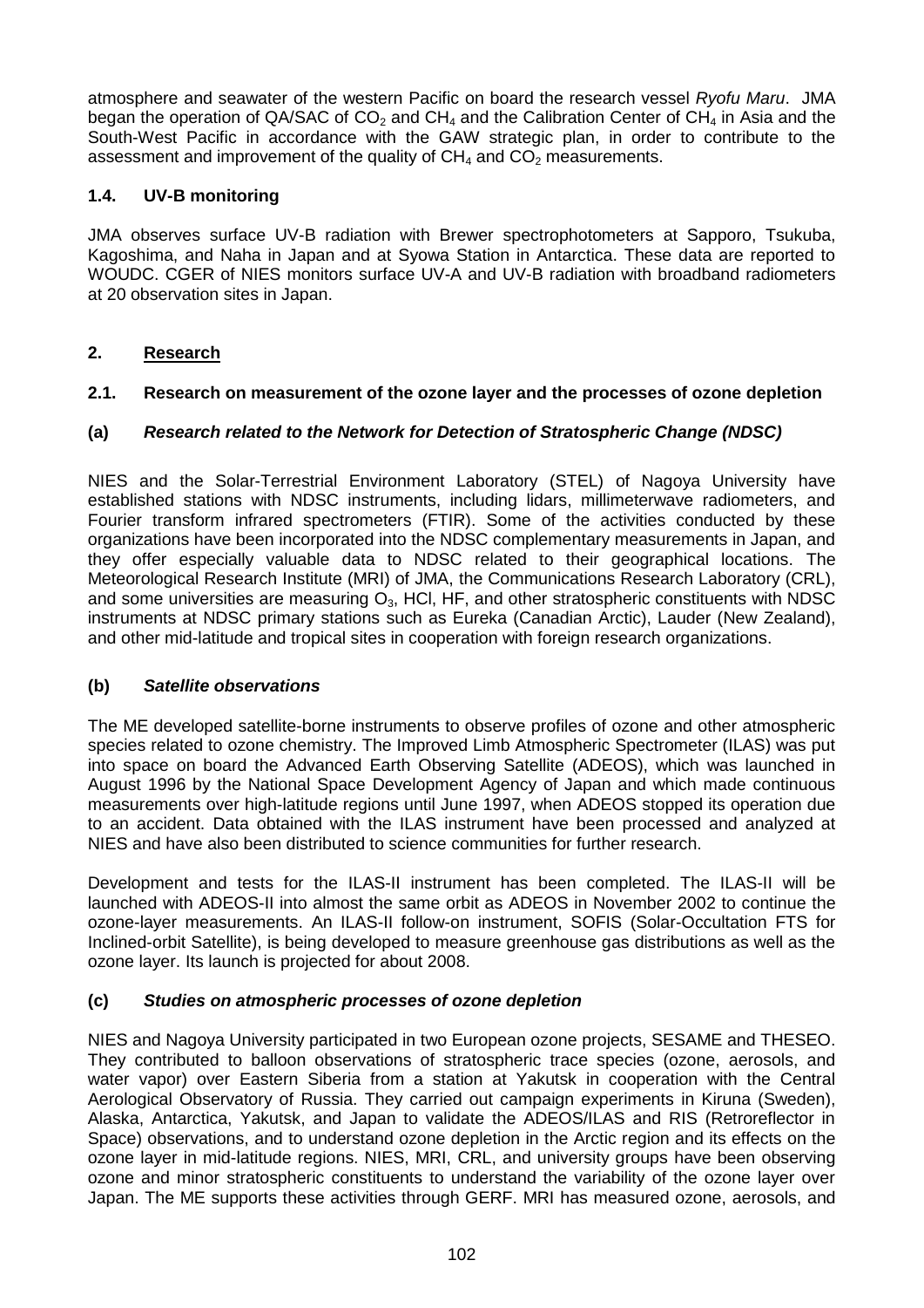atmosphere and seawater of the western Pacific on board the research vessel *Ryofu Maru*. JMA began the operation of QA/SAC of $CO_2$ and $CH_4$ and the Calibration Center of $CH_4$ in Asia and the South-West Pacific in accordance with the GAW strategic plan, in order to contribute to the assessment and improvement of the quality of $CH_4$ and $CO_2$ measurements.

### 1.4. UV-B monitoring

JMA observes surface UV-B radiation with Brewer spectrophotometers at Sapporo, Tsukuba, Kagoshima, and Naha in Japan and at Syowa Station in Antarctica. These data are reported to WOUDC. CGER of NIES monitors surface UV-A and UV-B radiation with broadband radiometers at 20 observation sites in Japan.

## 2. Research

### 2.1. Research on measurement of the ozone layer and the processes of ozone depletion

#### (a) *Research related to the Network for Detection of Stratospheric Change (NDSC)*

NIES and the Solar-Terrestrial Environment Laboratory (STEL) of Nagoya University have established stations with NDSC instruments, including lidars, millimeterwave radiometers, and Fourier transform infrared spectrometers (FTIR). Some of the activities conducted by these organizations have been incorporated into the NDSC complementary measurements in Japan, and they offer especially valuable data to NDSC related to their geographical locations. The Meteorological Research Institute (MRI) of JMA, the Communications Research Laboratory (CRL), and some universities are measuring $O_3$, HCl, HF, and other stratospheric constituents with NDSC instruments at NDSC primary stations such as Eureka (Canadian Arctic), Lauder (New Zealand), and other mid-latitude and tropical sites in cooperation with foreign research organizations.

#### (b) *Satellite observations*

The ME developed satellite-borne instruments to observe profiles of ozone and other atmospheric species related to ozone chemistry. The Improved Limb Atmospheric Spectrometer (ILAS) was put into space on board the Advanced Earth Observing Satellite (ADEOS), which was launched in August 1996 by the National Space Development Agency of Japan and which made continuous measurements over high-latitude regions until June 1997, when ADEOS stopped its operation due to an accident. Data obtained with the ILAS instrument have been processed and analyzed at NIES and have also been distributed to science communities for further research.

Development and tests for the ILAS-II instrument has been completed. The ILAS-II will be launched with ADEOS-II into almost the same orbit as ADEOS in November 2002 to continue the ozone-layer measurements. An ILAS-II follow-on instrument, SOFIS (Solar-Occultation FTS for Inclined-orbit Satellite), is being developed to measure greenhouse gas distributions as well as the ozone layer. Its launch is projected for about 2008.

#### (c) *Studies on atmospheric processes of ozone depletion*

NIES and Nagoya University participated in two European ozone projects, SESAME and THESEO. They contributed to balloon observations of stratospheric trace species (ozone, aerosols, and water vapor) over Eastern Siberia from a station at Yakutsk in cooperation with the Central Aerological Observatory of Russia. They carried out campaign experiments in Kiruna (Sweden), Alaska, Antarctica, Yakutsk, and Japan to validate the ADEOS/ILAS and RIS (Retroreflector in Space) observations, and to understand ozone depletion in the Arctic region and its effects on the ozone layer in mid-latitude regions. NIES, MRI, CRL, and university groups have been observing ozone and minor stratospheric constituents to understand the variability of the ozone layer over Japan. The ME supports these activities through GERF. MRI has measured ozone, aerosols, and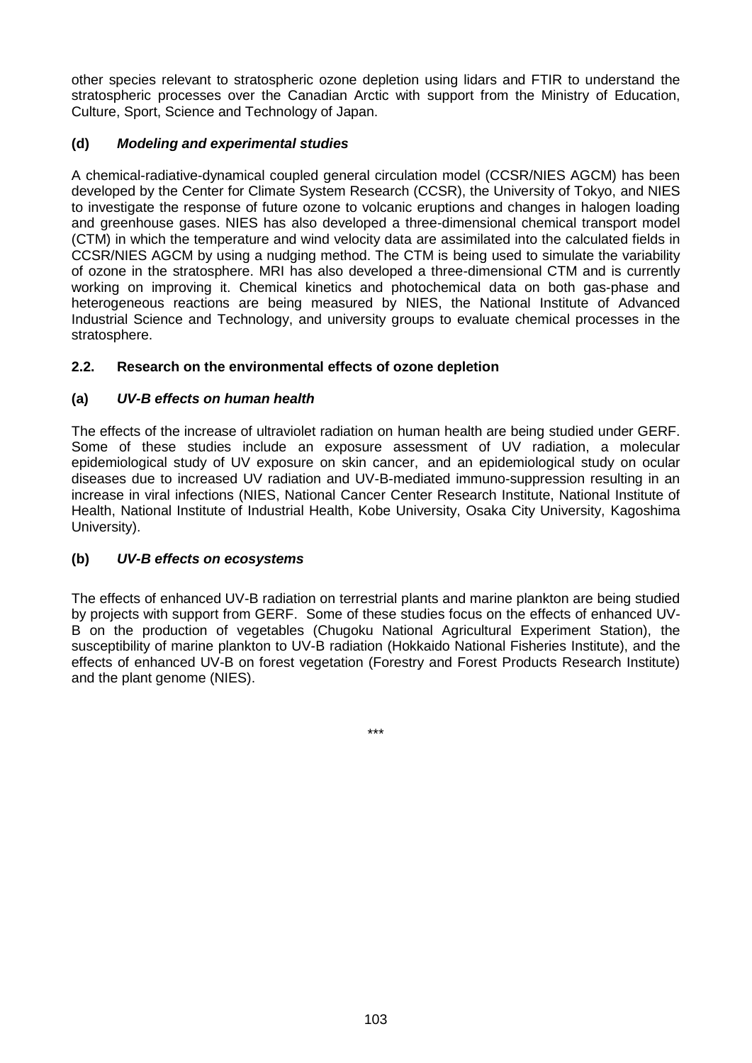other species relevant to stratospheric ozone depletion using lidars and FTIR to understand the stratospheric processes over the Canadian Arctic with support from the Ministry of Education, Culture, Sport, Science and Technology of Japan.

#### (d) *Modeling and experimental studies*

A chemical-radiative-dynamical coupled general circulation model (CCSR/NIES AGCM) has been developed by the Center for Climate System Research (CCSR), the University of Tokyo, and NIES to investigate the response of future ozone to volcanic eruptions and changes in halogen loading and greenhouse gases. NIES has also developed a three-dimensional chemical transport model (CTM) in which the temperature and wind velocity data are assimilated into the calculated fields in CCSR/NIES AGCM by using a nudging method. The CTM is being used to simulate the variability of ozone in the stratosphere. MRI has also developed a three-dimensional CTM and is currently working on improving it. Chemical kinetics and photochemical data on both gas-phase and heterogeneous reactions are being measured by NIES, the National Institute of Advanced Industrial Science and Technology, and university groups to evaluate chemical processes in the stratosphere.

### 2.2. Research on the environmental effects of ozone depletion

#### (a) *UV-B effects on human health*

The effects of the increase of ultraviolet radiation on human health are being studied under GERF. Some of these studies include an exposure assessment of UV radiation, a molecular epidemiological study of UV exposure on skin cancer, and an epidemiological study on ocular diseases due to increased UV radiation and UV-B-mediated immuno-suppression resulting in an increase in viral infections (NIES, National Cancer Center Research Institute, National Institute of Health, National Institute of Industrial Health, Kobe University, Osaka City University, Kagoshima University).

#### (b) *UV-B effects on ecosystems*

The effects of enhanced UV-B radiation on terrestrial plants and marine plankton are being studied by projects with support from GERF. Some of these studies focus on the effects of enhanced UV-B on the production of vegetables (Chugoku National Agricultural Experiment Station), the susceptibility of marine plankton to UV-B radiation (Hokkaido National Fisheries Institute), and the effects of enhanced UV-B on forest vegetation (Forestry and Forest Products Research Institute) and the plant genome (NIES).

***